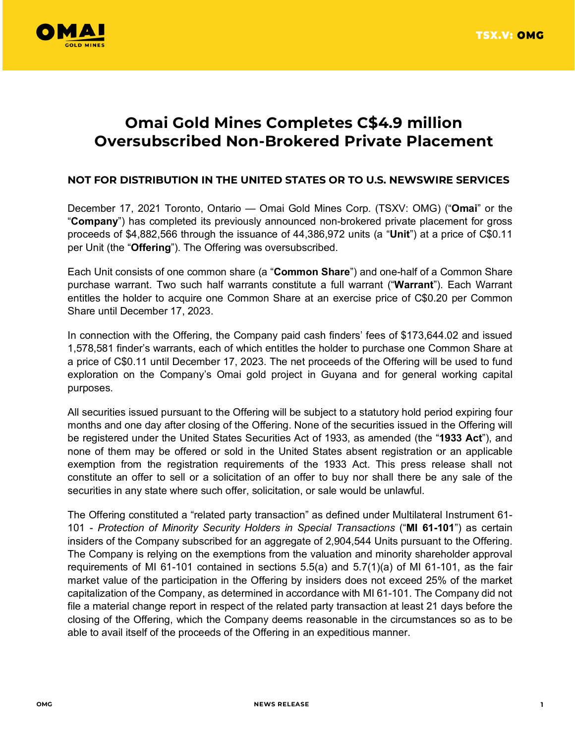# Omai Gold Mines Completes C$4.9 million Oversubscribed Non-Brokered Private Placement

**NOT FOR DISTRIBUTION IN THE UNITED STATES OR TO U.S. NEWSWIRE SERVICES**

December 17, 2021 Toronto, Ontario — Omai Gold Mines Corp. (TSXV: OMG) ("**Omai**" or the "**Company**") has completed its previously announced non-brokered private placement for gross proceeds of $4,882,566 through the issuance of 44,386,972 units (a "**Unit**") at a price of C$0.11 per Unit (the "**Offering**"). The Offering was oversubscribed.

Each Unit consists of one common share (a "**Common Share**") and one-half of a Common Share purchase warrant. Two such half warrants constitute a full warrant ("**Warrant**"). Each Warrant entitles the holder to acquire one Common Share at an exercise price of C$0.20 per Common Share until December 17, 2023.

In connection with the Offering, the Company paid cash finders' fees of $173,644.02 and issued 1,578,581 finder's warrants, each of which entitles the holder to purchase one Common Share at a price of C$0.11 until December 17, 2023. The net proceeds of the Offering will be used to fund exploration on the Company's Omai gold project in Guyana and for general working capital purposes.

All securities issued pursuant to the Offering will be subject to a statutory hold period expiring four months and one day after closing of the Offering. None of the securities issued in the Offering will be registered under the United States Securities Act of 1933, as amended (the "**1933 Act**"), and none of them may be offered or sold in the United States absent registration or an applicable exemption from the registration requirements of the 1933 Act. This press release shall not constitute an offer to sell or a solicitation of an offer to buy nor shall there be any sale of the securities in any state where such offer, solicitation, or sale would be unlawful.

The Offering constituted a "related party transaction" as defined under Multilateral Instrument 61-101 - *Protection of Minority Security Holders in Special Transactions* ("**MI 61-101**") as certain insiders of the Company subscribed for an aggregate of 2,904,544 Units pursuant to the Offering. The Company is relying on the exemptions from the valuation and minority shareholder approval requirements of MI 61-101 contained in sections 5.5(a) and 5.7(1)(a) of MI 61-101, as the fair market value of the participation in the Offering by insiders does not exceed 25% of the market capitalization of the Company, as determined in accordance with MI 61-101. The Company did not file a material change report in respect of the related party transaction at least 21 days before the closing of the Offering, which the Company deems reasonable in the circumstances so as to be able to avail itself of the proceeds of the Offering in an expeditious manner.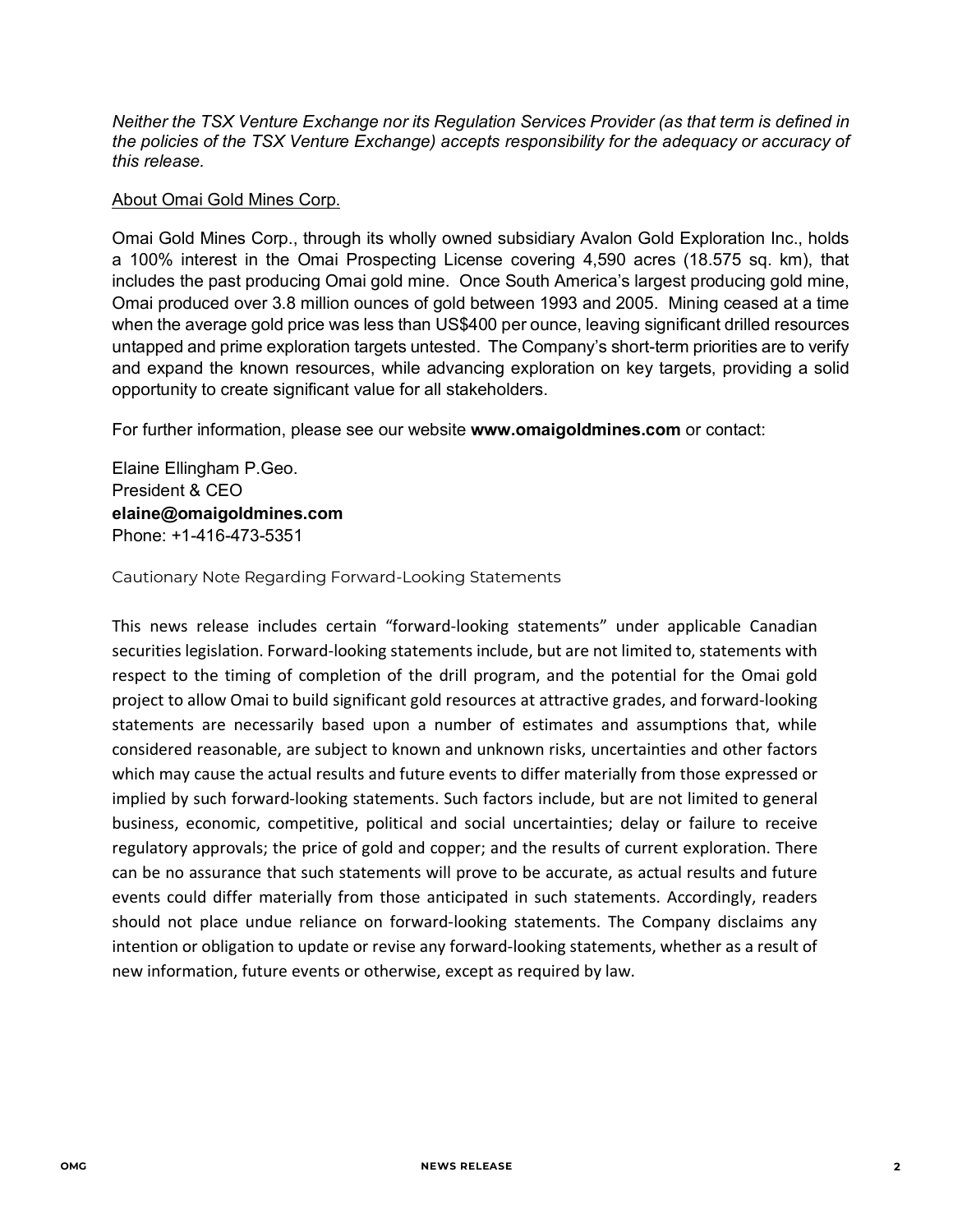*Neither the TSX Venture Exchange nor its Regulation Services Provider (as that term is defined in the policies of the TSX Venture Exchange) accepts responsibility for the adequacy or accuracy of this release.*

## About Omai Gold Mines Corp.

Omai Gold Mines Corp., through its wholly owned subsidiary Avalon Gold Exploration Inc., holds a 100% interest in the Omai Prospecting License covering 4,590 acres (18.575 sq. km), that includes the past producing Omai gold mine. Once South America's largest producing gold mine, Omai produced over 3.8 million ounces of gold between 1993 and 2005. Mining ceased at a time when the average gold price was less than US$400 per ounce, leaving significant drilled resources untapped and prime exploration targets untested. The Company's short-term priorities are to verify and expand the known resources, while advancing exploration on key targets, providing a solid opportunity to create significant value for all stakeholders.

For further information, please see our website **www.omaigoldmines.com** or contact:

Elaine Ellingham P.Geo.
President & CEO
**elaine@omaigoldmines.com**
Phone: +1-416-473-5351

### Cautionary Note Regarding Forward-Looking Statements

This news release includes certain "forward-looking statements" under applicable Canadian securities legislation. Forward-looking statements include, but are not limited to, statements with respect to the timing of completion of the drill program, and the potential for the Omai gold project to allow Omai to build significant gold resources at attractive grades, and forward-looking statements are necessarily based upon a number of estimates and assumptions that, while considered reasonable, are subject to known and unknown risks, uncertainties and other factors which may cause the actual results and future events to differ materially from those expressed or implied by such forward-looking statements. Such factors include, but are not limited to general business, economic, competitive, political and social uncertainties; delay or failure to receive regulatory approvals; the price of gold and copper; and the results of current exploration. There can be no assurance that such statements will prove to be accurate, as actual results and future events could differ materially from those anticipated in such statements. Accordingly, readers should not place undue reliance on forward-looking statements. The Company disclaims any intention or obligation to update or revise any forward-looking statements, whether as a result of new information, future events or otherwise, except as required by law.